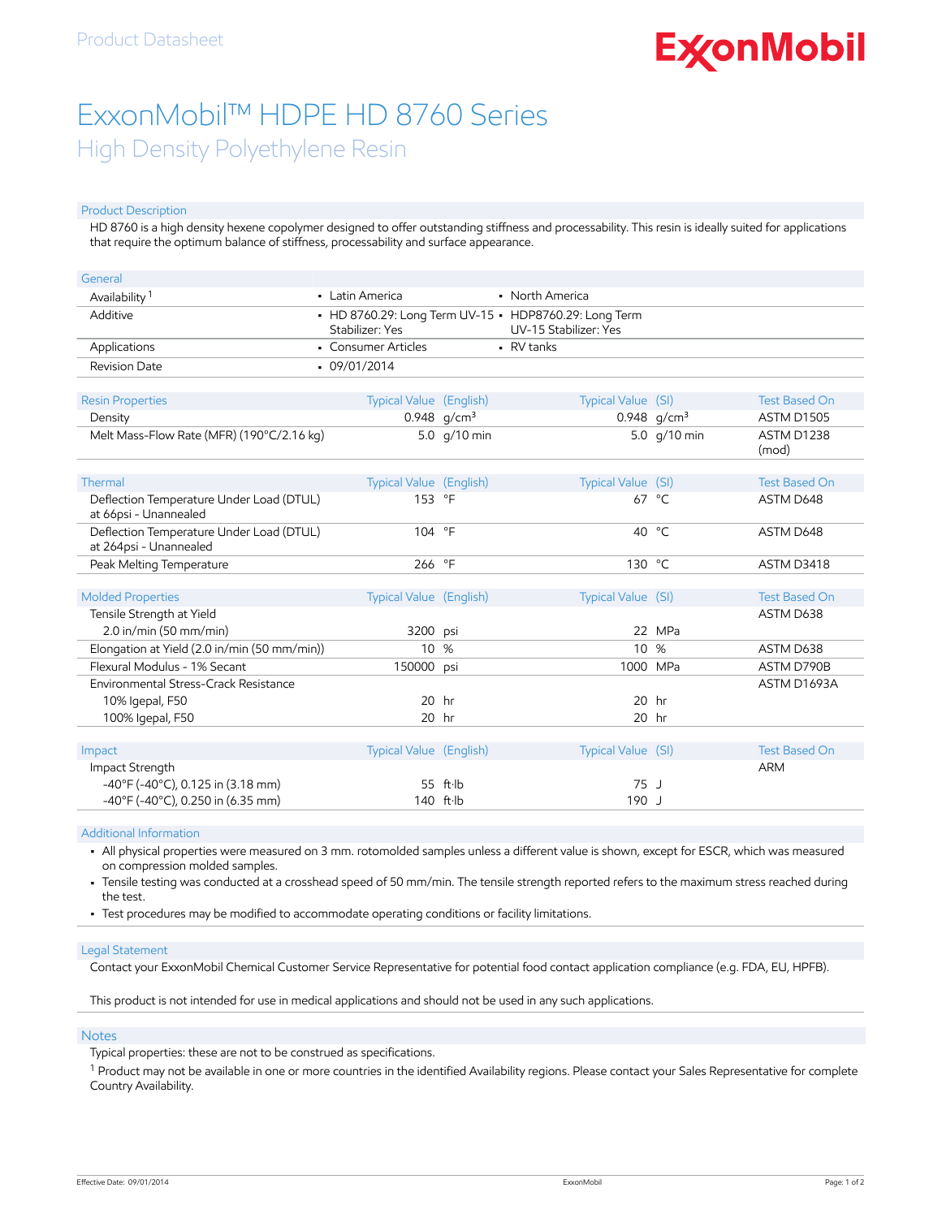Product Datasheet

ExxonMobil

# ExxonMobil™ HDPE HD 8760 Series

## High Density Polyethylene Resin

### Product Description

HD 8760 is a high density hexene copolymer designed to offer outstanding stiffness and processability. This resin is ideally suited for applications that require the optimum balance of stiffness, processability and surface appearance.

| General | | |
|---|---|---|
| Availability [1] | • Latin America | • North America |
| Additive | • HD 8760.29: Long Term UV-15 Stabilizer: Yes | • HDP8760.29: Long Term UV-15 Stabilizer: Yes |
| Applications | • Consumer Articles | • RV tanks |
| Revision Date | • 09/01/2014 | |

| Resin Properties | Typical Value | (English) | Typical Value | (SI) | Test Based On |
|---|---|---|---|---|---|
| Density | 0.948 | g/cm³ | 0.948 | g/cm³ | ASTM D1505 |
| Melt Mass-Flow Rate (MFR) (190°C/2.16 kg) | 5.0 | g/10 min | 5.0 | g/10 min | ASTM D1238 (mod) |

| Thermal | Typical Value | (English) | Typical Value | (SI) | Test Based On |
|---|---|---|---|---|---|
| Deflection Temperature Under Load (DTUL) at 66psi - Unannealed | 153 | °F | 67 | °C | ASTM D648 |
| Deflection Temperature Under Load (DTUL) at 264psi - Unannealed | 104 | °F | 40 | °C | ASTM D648 |
| Peak Melting Temperature | 266 | °F | 130 | °C | ASTM D3418 |

| Molded Properties | Typical Value | (English) | Typical Value | (SI) | Test Based On |
|---|---|---|---|---|---|
| Tensile Strength at Yield | | | | | ASTM D638 |
| 2.0 in/min (50 mm/min) | 3200 | psi | 22 | MPa | |
| Elongation at Yield (2.0 in/min (50 mm/min)) | 10 | % | 10 | % | ASTM D638 |
| Flexural Modulus - 1% Secant | 150000 | psi | 1000 | MPa | ASTM D790B |
| Environmental Stress-Crack Resistance | | | | | ASTM D1693A |
| 10% Igepal, F50 | 20 | hr | 20 | hr | |
| 100% Igepal, F50 | 20 | hr | 20 | hr | |

| Impact | Typical Value | (English) | Typical Value | (SI) | Test Based On |
|---|---|---|---|---|---|
| Impact Strength | | | | | ARM |
| -40°F (-40°C), 0.125 in (3.18 mm) | 55 | ft·lb | 75 | J | |
| -40°F (-40°C), 0.250 in (6.35 mm) | 140 | ft·lb | 190 | J | |

### Additional Information

- All physical properties were measured on 3 mm. rotomolded samples unless a different value is shown, except for ESCR, which was measured on compression molded samples.
- Tensile testing was conducted at a crosshead speed of 50 mm/min. The tensile strength reported refers to the maximum stress reached during the test.
- Test procedures may be modified to accommodate operating conditions or facility limitations.

### Legal Statement

Contact your ExxonMobil Chemical Customer Service Representative for potential food contact application compliance (e.g. FDA, EU, HPFB).

This product is not intended for use in medical applications and should not be used in any such applications.

### Notes

Typical properties: these are not to be construed as specifications.

[1] Product may not be available in one or more countries in the identified Availability regions. Please contact your Sales Representative for complete Country Availability.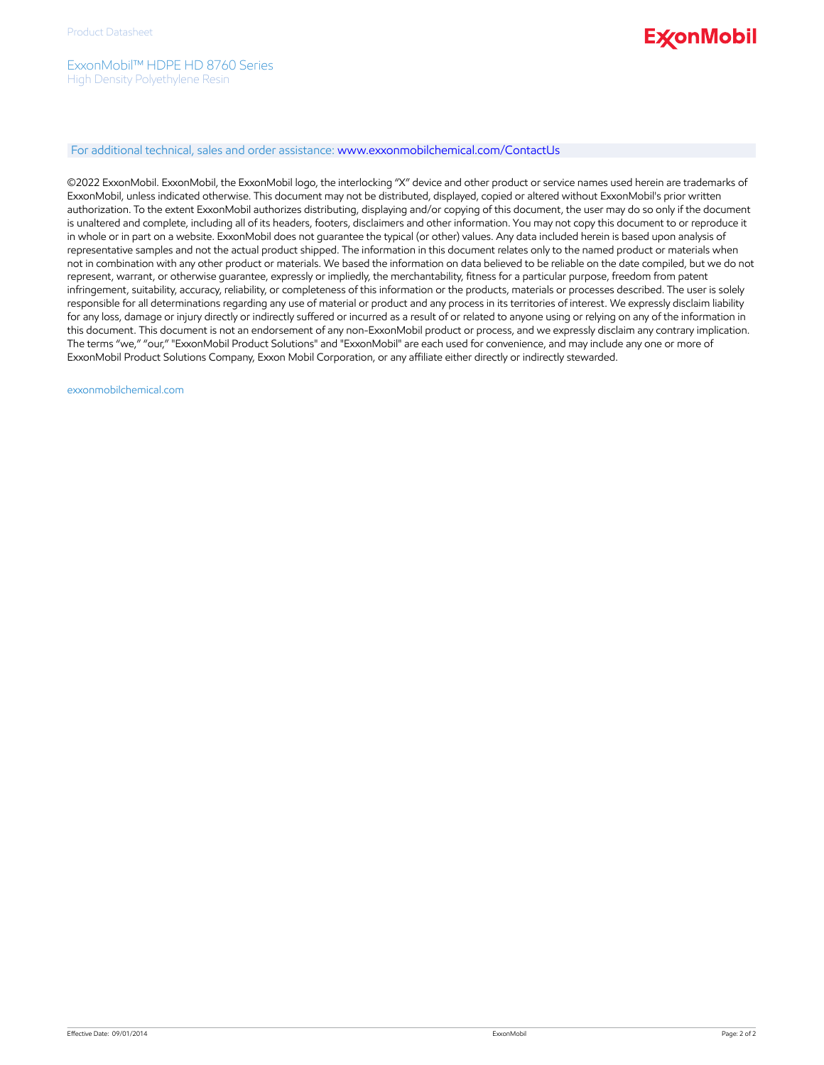For additional technical, sales and order assistance: www.exxonmobilchemical.com/ContactUs

©2022 ExxonMobil. ExxonMobil, the ExxonMobil logo, the interlocking "X" device and other product or service names used herein are trademarks of ExxonMobil, unless indicated otherwise. This document may not be distributed, displayed, copied or altered without ExxonMobil's prior written authorization. To the extent ExxonMobil authorizes distributing, displaying and/or copying of this document, the user may do so only if the document is unaltered and complete, including all of its headers, footers, disclaimers and other information. You may not copy this document to or reproduce it in whole or in part on a website. ExxonMobil does not guarantee the typical (or other) values. Any data included herein is based upon analysis of representative samples and not the actual product shipped. The information in this document relates only to the named product or materials when not in combination with any other product or materials. We based the information on data believed to be reliable on the date compiled, but we do not represent, warrant, or otherwise guarantee, expressly or impliedly, the merchantability, fitness for a particular purpose, freedom from patent infringement, suitability, accuracy, reliability, or completeness of this information or the products, materials or processes described. The user is solely responsible for all determinations regarding any use of material or product and any process in its territories of interest. We expressly disclaim liability for any loss, damage or injury directly or indirectly suffered or incurred as a result of or related to anyone using or relying on any of the information in this document. This document is not an endorsement of any non-ExxonMobil product or process, and we expressly disclaim any contrary implication. The terms "we," "our," "ExxonMobil Product Solutions" and "ExxonMobil" are each used for convenience, and may include any one or more of ExxonMobil Product Solutions Company, Exxon Mobil Corporation, or any affiliate either directly or indirectly stewarded.

exxonmobilchemical.com